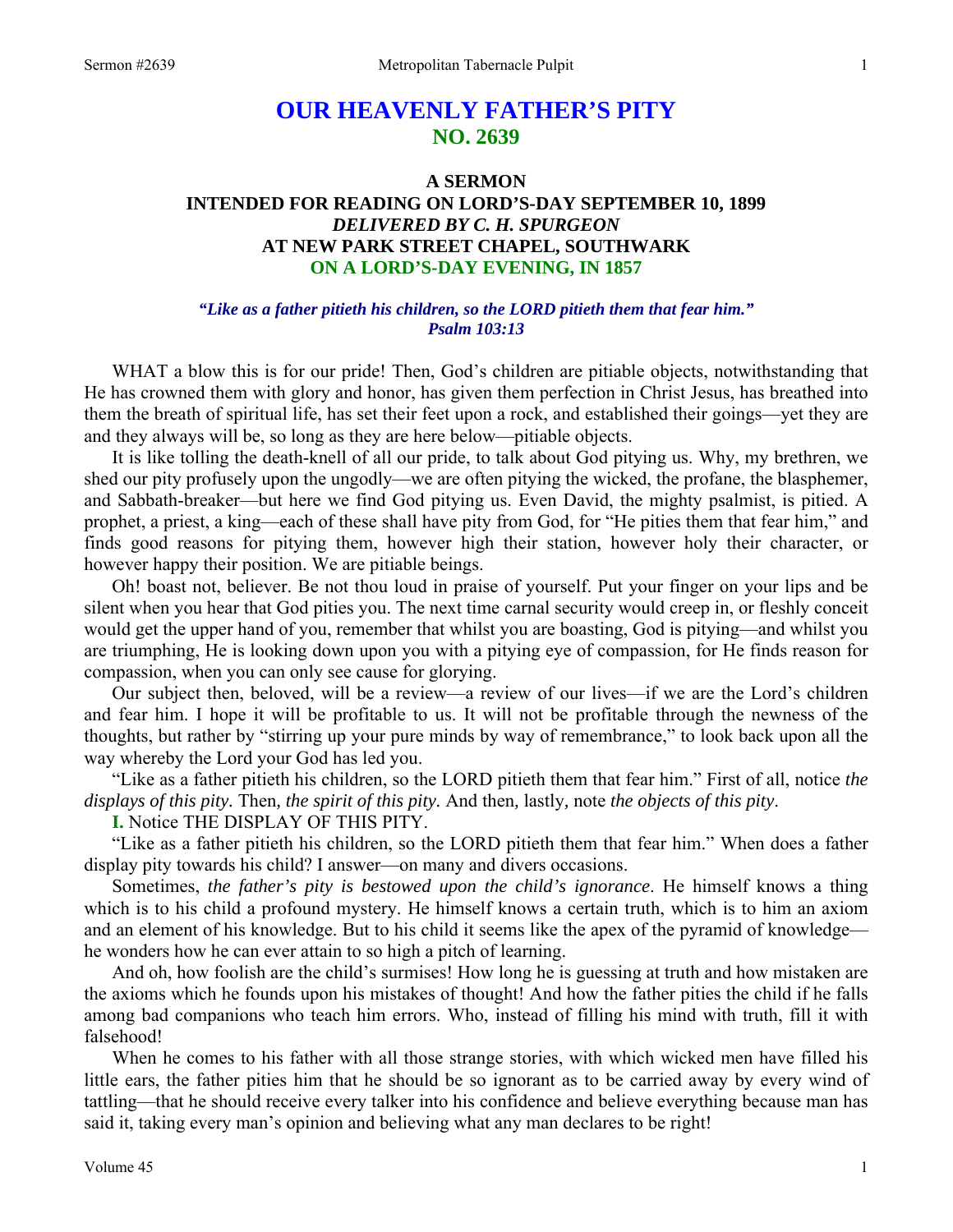# OUR HEAVENLY FATHER'S PITY
## NO. 2639

### A SERMON
### INTENDED FOR READING ON LORD'S-DAY SEPTEMBER 10, 1899
### *DELIVERED BY C. H. SPURGEON*
### AT NEW PARK STREET CHAPEL, SOUTHWARK
### ON A LORD'S-DAY EVENING, IN 1857

***"Like as a father pitieth his children, so the LORD pitieth them that fear him."***
***Psalm 103:13***

WHAT a blow this is for our pride! Then, God's children are pitiable objects, notwithstanding that He has crowned them with glory and honor, has given them perfection in Christ Jesus, has breathed into them the breath of spiritual life, has set their feet upon a rock, and established their goings—yet they are and they always will be, so long as they are here below—pitiable objects.

It is like tolling the death-knell of all our pride, to talk about God pitying us. Why, my brethren, we shed our pity profusely upon the ungodly—we are often pitying the wicked, the profane, the blasphemer, and Sabbath-breaker—but here we find God pitying us. Even David, the mighty psalmist, is pitied. A prophet, a priest, a king—each of these shall have pity from God, for "He pities them that fear him," and finds good reasons for pitying them, however high their station, however holy their character, or however happy their position. We are pitiable beings.

Oh! boast not, believer. Be not thou loud in praise of yourself. Put your finger on your lips and be silent when you hear that God pities you. The next time carnal security would creep in, or fleshly conceit would get the upper hand of you, remember that whilst you are boasting, God is pitying—and whilst you are triumphing, He is looking down upon you with a pitying eye of compassion, for He finds reason for compassion, when you can only see cause for glorying.

Our subject then, beloved, will be a review—a review of our lives—if we are the Lord's children and fear him. I hope it will be profitable to us. It will not be profitable through the newness of the thoughts, but rather by "stirring up your pure minds by way of remembrance," to look back upon all the way whereby the Lord your God has led you.

"Like as a father pitieth his children, so the LORD pitieth them that fear him." First of all, notice *the displays of this pity.* Then*, the spirit of this pity.* And then, lastly*,* note *the objects of this pity*.

**I.** Notice THE DISPLAY OF THIS PITY.

"Like as a father pitieth his children, so the LORD pitieth them that fear him." When does a father display pity towards his child? I answer—on many and divers occasions.

Sometimes, *the father's pity is bestowed upon the child's ignorance*. He himself knows a thing which is to his child a profound mystery. He himself knows a certain truth, which is to him an axiom and an element of his knowledge. But to his child it seems like the apex of the pyramid of knowledge—he wonders how he can ever attain to so high a pitch of learning.

And oh, how foolish are the child's surmises! How long he is guessing at truth and how mistaken are the axioms which he founds upon his mistakes of thought! And how the father pities the child if he falls among bad companions who teach him errors. Who, instead of filling his mind with truth, fill it with falsehood!

When he comes to his father with all those strange stories, with which wicked men have filled his little ears, the father pities him that he should be so ignorant as to be carried away by every wind of tattling—that he should receive every talker into his confidence and believe everything because man has said it, taking every man's opinion and believing what any man declares to be right!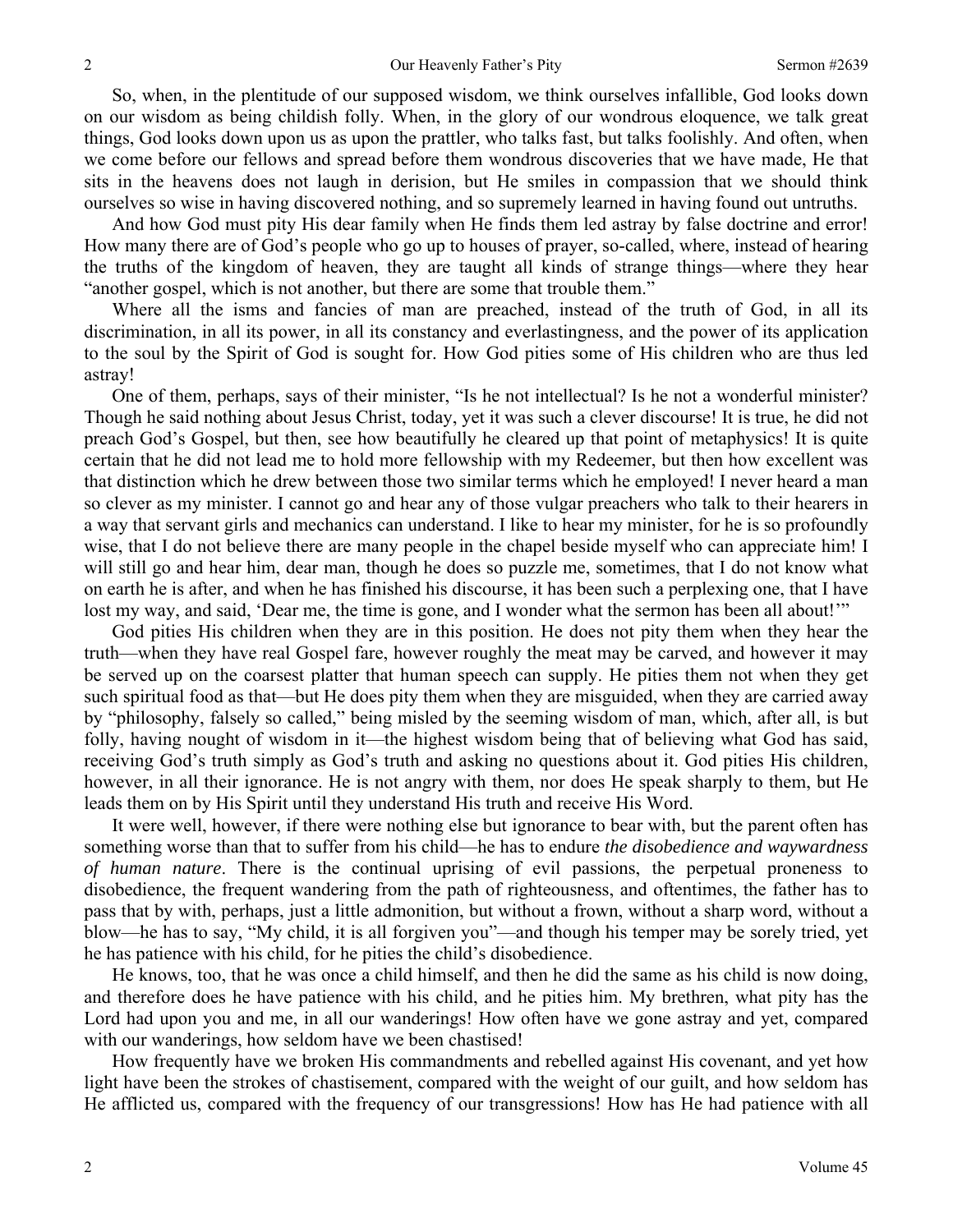So, when, in the plentitude of our supposed wisdom, we think ourselves infallible, God looks down on our wisdom as being childish folly. When, in the glory of our wondrous eloquence, we talk great things, God looks down upon us as upon the prattler, who talks fast, but talks foolishly. And often, when we come before our fellows and spread before them wondrous discoveries that we have made, He that sits in the heavens does not laugh in derision, but He smiles in compassion that we should think ourselves so wise in having discovered nothing, and so supremely learned in having found out untruths.

And how God must pity His dear family when He finds them led astray by false doctrine and error! How many there are of God's people who go up to houses of prayer, so-called, where, instead of hearing the truths of the kingdom of heaven, they are taught all kinds of strange things—where they hear "another gospel, which is not another, but there are some that trouble them."

Where all the isms and fancies of man are preached, instead of the truth of God, in all its discrimination, in all its power, in all its constancy and everlastingness, and the power of its application to the soul by the Spirit of God is sought for. How God pities some of His children who are thus led astray!

One of them, perhaps, says of their minister, "Is he not intellectual? Is he not a wonderful minister? Though he said nothing about Jesus Christ, today, yet it was such a clever discourse! It is true, he did not preach God's Gospel, but then, see how beautifully he cleared up that point of metaphysics! It is quite certain that he did not lead me to hold more fellowship with my Redeemer, but then how excellent was that distinction which he drew between those two similar terms which he employed! I never heard a man so clever as my minister. I cannot go and hear any of those vulgar preachers who talk to their hearers in a way that servant girls and mechanics can understand. I like to hear my minister, for he is so profoundly wise, that I do not believe there are many people in the chapel beside myself who can appreciate him! I will still go and hear him, dear man, though he does so puzzle me, sometimes, that I do not know what on earth he is after, and when he has finished his discourse, it has been such a perplexing one, that I have lost my way, and said, 'Dear me, the time is gone, and I wonder what the sermon has been all about!'"

God pities His children when they are in this position. He does not pity them when they hear the truth—when they have real Gospel fare, however roughly the meat may be carved, and however it may be served up on the coarsest platter that human speech can supply. He pities them not when they get such spiritual food as that—but He does pity them when they are misguided, when they are carried away by "philosophy, falsely so called," being misled by the seeming wisdom of man, which, after all, is but folly, having nought of wisdom in it—the highest wisdom being that of believing what God has said, receiving God's truth simply as God's truth and asking no questions about it. God pities His children, however, in all their ignorance. He is not angry with them, nor does He speak sharply to them, but He leads them on by His Spirit until they understand His truth and receive His Word.

It were well, however, if there were nothing else but ignorance to bear with, but the parent often has something worse than that to suffer from his child—he has to endure *the disobedience and waywardness of human nature*. There is the continual uprising of evil passions, the perpetual proneness to disobedience, the frequent wandering from the path of righteousness, and oftentimes, the father has to pass that by with, perhaps, just a little admonition, but without a frown, without a sharp word, without a blow—he has to say, "My child, it is all forgiven you"—and though his temper may be sorely tried, yet he has patience with his child, for he pities the child's disobedience.

He knows, too, that he was once a child himself, and then he did the same as his child is now doing, and therefore does he have patience with his child, and he pities him. My brethren, what pity has the Lord had upon you and me, in all our wanderings! How often have we gone astray and yet, compared with our wanderings, how seldom have we been chastised!

How frequently have we broken His commandments and rebelled against His covenant, and yet how light have been the strokes of chastisement, compared with the weight of our guilt, and how seldom has He afflicted us, compared with the frequency of our transgressions! How has He had patience with all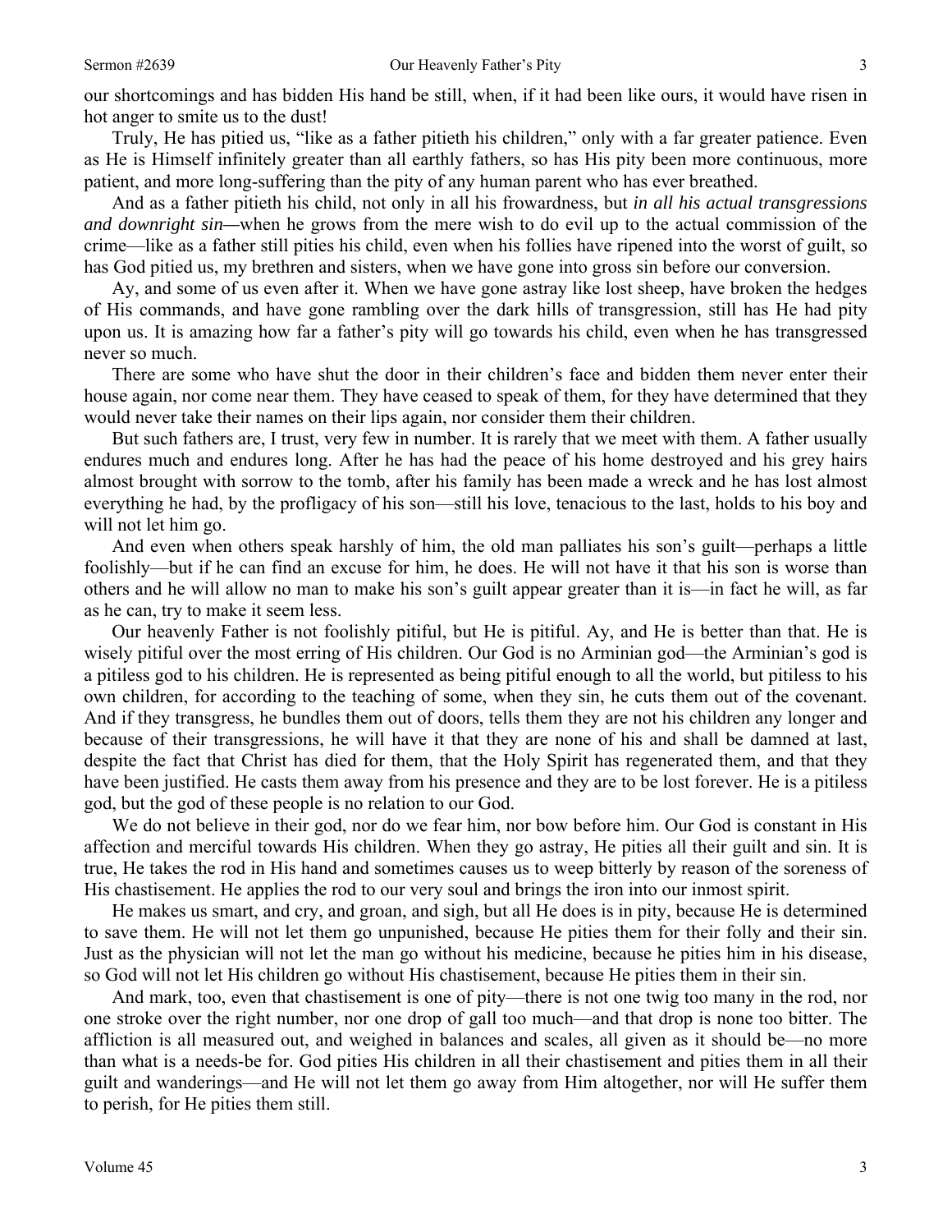our shortcomings and has bidden His hand be still, when, if it had been like ours, it would have risen in hot anger to smite us to the dust!

Truly, He has pitied us, "like as a father pitieth his children," only with a far greater patience. Even as He is Himself infinitely greater than all earthly fathers, so has His pity been more continuous, more patient, and more long-suffering than the pity of any human parent who has ever breathed.

And as a father pitieth his child, not only in all his frowardness, but *in all his actual transgressions and downright sin*—when he grows from the mere wish to do evil up to the actual commission of the crime—like as a father still pities his child, even when his follies have ripened into the worst of guilt, so has God pitied us, my brethren and sisters, when we have gone into gross sin before our conversion.

Ay, and some of us even after it. When we have gone astray like lost sheep, have broken the hedges of His commands, and have gone rambling over the dark hills of transgression, still has He had pity upon us. It is amazing how far a father's pity will go towards his child, even when he has transgressed never so much.

There are some who have shut the door in their children's face and bidden them never enter their house again, nor come near them. They have ceased to speak of them, for they have determined that they would never take their names on their lips again, nor consider them their children.

But such fathers are, I trust, very few in number. It is rarely that we meet with them. A father usually endures much and endures long. After he has had the peace of his home destroyed and his grey hairs almost brought with sorrow to the tomb, after his family has been made a wreck and he has lost almost everything he had, by the profligacy of his son—still his love, tenacious to the last, holds to his boy and will not let him go.

And even when others speak harshly of him, the old man palliates his son's guilt—perhaps a little foolishly—but if he can find an excuse for him, he does. He will not have it that his son is worse than others and he will allow no man to make his son's guilt appear greater than it is—in fact he will, as far as he can, try to make it seem less.

Our heavenly Father is not foolishly pitiful, but He is pitiful. Ay, and He is better than that. He is wisely pitiful over the most erring of His children. Our God is no Arminian god—the Arminian's god is a pitiless god to his children. He is represented as being pitiful enough to all the world, but pitiless to his own children, for according to the teaching of some, when they sin, he cuts them out of the covenant. And if they transgress, he bundles them out of doors, tells them they are not his children any longer and because of their transgressions, he will have it that they are none of his and shall be damned at last, despite the fact that Christ has died for them, that the Holy Spirit has regenerated them, and that they have been justified. He casts them away from his presence and they are to be lost forever. He is a pitiless god, but the god of these people is no relation to our God.

We do not believe in their god, nor do we fear him, nor bow before him. Our God is constant in His affection and merciful towards His children. When they go astray, He pities all their guilt and sin. It is true, He takes the rod in His hand and sometimes causes us to weep bitterly by reason of the soreness of His chastisement. He applies the rod to our very soul and brings the iron into our inmost spirit.

He makes us smart, and cry, and groan, and sigh, but all He does is in pity, because He is determined to save them. He will not let them go unpunished, because He pities them for their folly and their sin. Just as the physician will not let the man go without his medicine, because he pities him in his disease, so God will not let His children go without His chastisement, because He pities them in their sin.

And mark, too, even that chastisement is one of pity—there is not one twig too many in the rod, nor one stroke over the right number, nor one drop of gall too much—and that drop is none too bitter. The affliction is all measured out, and weighed in balances and scales, all given as it should be—no more than what is a needs-be for. God pities His children in all their chastisement and pities them in all their guilt and wanderings—and He will not let them go away from Him altogether, nor will He suffer them to perish, for He pities them still.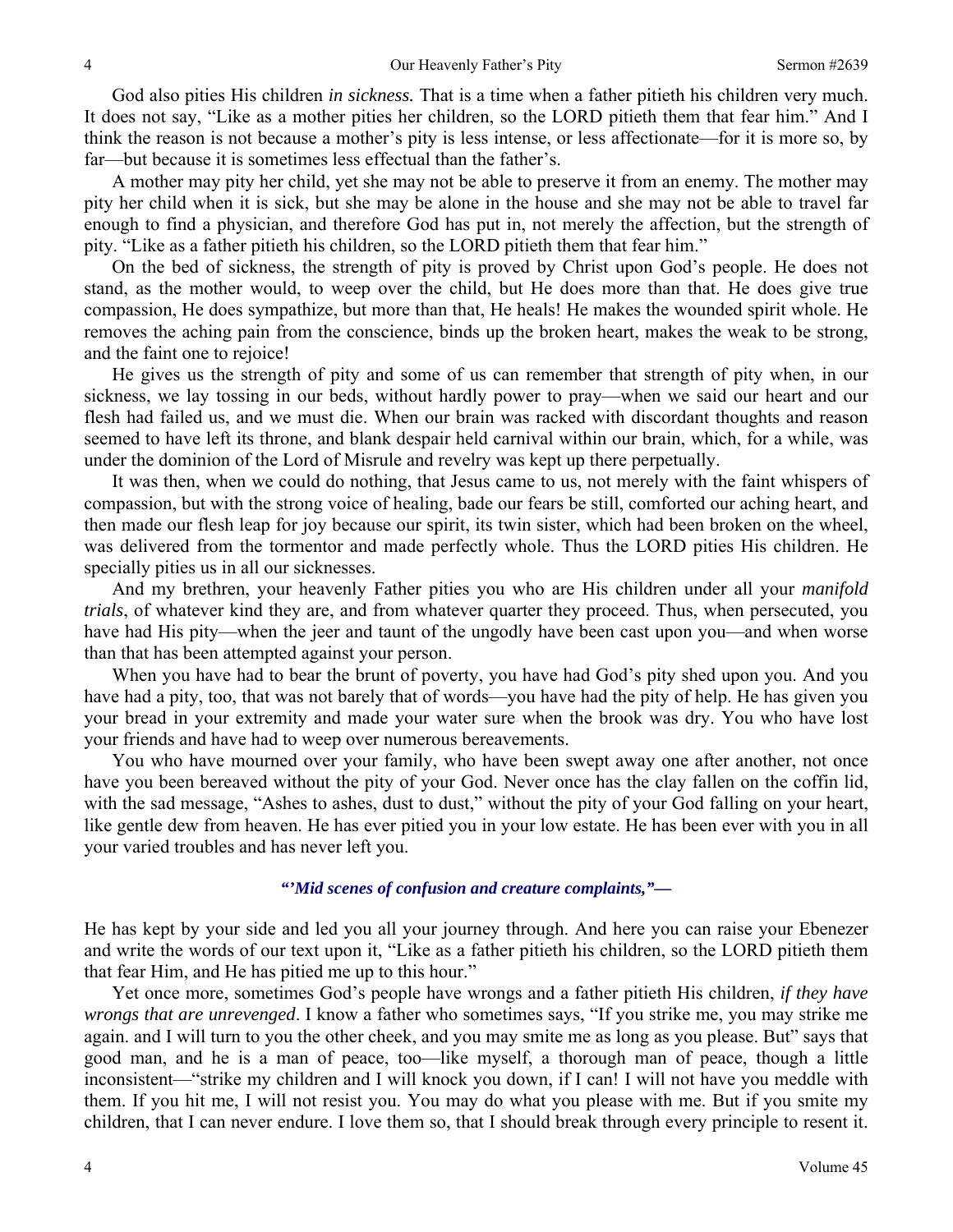God also pities His children *in sickness.* That is a time when a father pitieth his children very much. It does not say, "Like as a mother pities her children, so the LORD pitieth them that fear him." And I think the reason is not because a mother's pity is less intense, or less affectionate—for it is more so, by far—but because it is sometimes less effectual than the father's.

A mother may pity her child, yet she may not be able to preserve it from an enemy. The mother may pity her child when it is sick, but she may be alone in the house and she may not be able to travel far enough to find a physician, and therefore God has put in, not merely the affection, but the strength of pity. "Like as a father pitieth his children, so the LORD pitieth them that fear him."

On the bed of sickness, the strength of pity is proved by Christ upon God's people. He does not stand, as the mother would, to weep over the child, but He does more than that. He does give true compassion, He does sympathize, but more than that, He heals! He makes the wounded spirit whole. He removes the aching pain from the conscience, binds up the broken heart, makes the weak to be strong, and the faint one to rejoice!

He gives us the strength of pity and some of us can remember that strength of pity when, in our sickness, we lay tossing in our beds, without hardly power to pray—when we said our heart and our flesh had failed us, and we must die. When our brain was racked with discordant thoughts and reason seemed to have left its throne, and blank despair held carnival within our brain, which, for a while, was under the dominion of the Lord of Misrule and revelry was kept up there perpetually.

It was then, when we could do nothing, that Jesus came to us, not merely with the faint whispers of compassion, but with the strong voice of healing, bade our fears be still, comforted our aching heart, and then made our flesh leap for joy because our spirit, its twin sister, which had been broken on the wheel, was delivered from the tormentor and made perfectly whole. Thus the LORD pities His children. He specially pities us in all our sicknesses.

And my brethren, your heavenly Father pities you who are His children under all your *manifold trials*, of whatever kind they are, and from whatever quarter they proceed. Thus, when persecuted, you have had His pity—when the jeer and taunt of the ungodly have been cast upon you—and when worse than that has been attempted against your person.

When you have had to bear the brunt of poverty, you have had God's pity shed upon you. And you have had a pity, too, that was not barely that of words—you have had the pity of help. He has given you your bread in your extremity and made your water sure when the brook was dry. You who have lost your friends and have had to weep over numerous bereavements.

You who have mourned over your family, who have been swept away one after another, not once have you been bereaved without the pity of your God. Never once has the clay fallen on the coffin lid, with the sad message, "Ashes to ashes, dust to dust," without the pity of your God falling on your heart, like gentle dew from heaven. He has ever pitied you in your low estate. He has been ever with you in all your varied troubles and has never left you.

***"'Mid scenes of confusion and creature complaints,"—***

He has kept by your side and led you all your journey through. And here you can raise your Ebenezer and write the words of our text upon it, "Like as a father pitieth his children, so the LORD pitieth them that fear Him, and He has pitied me up to this hour."

Yet once more, sometimes God's people have wrongs and a father pitieth His children, *if they have wrongs that are unrevenged*. I know a father who sometimes says, "If you strike me, you may strike me again. and I will turn to you the other cheek, and you may smite me as long as you please. But" says that good man, and he is a man of peace, too—like myself, a thorough man of peace, though a little inconsistent—"strike my children and I will knock you down, if I can! I will not have you meddle with them. If you hit me, I will not resist you. You may do what you please with me. But if you smite my children, that I can never endure. I love them so, that I should break through every principle to resent it.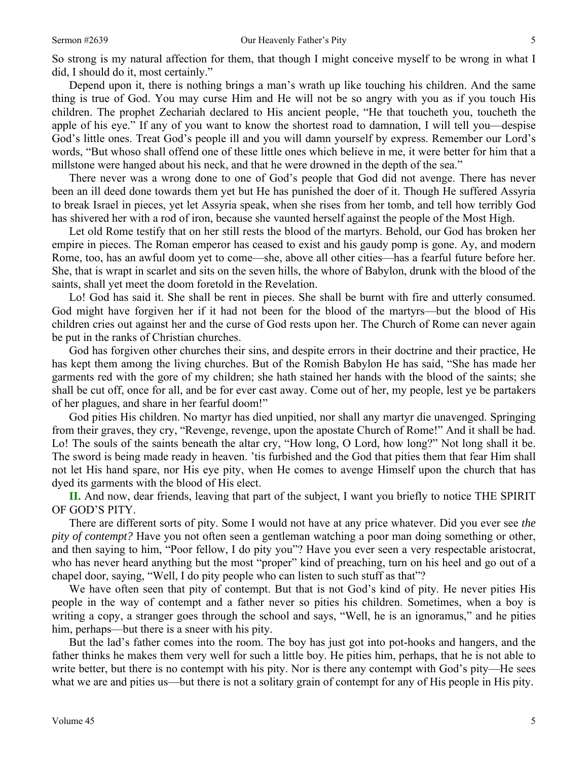So strong is my natural affection for them, that though I might conceive myself to be wrong in what I did, I should do it, most certainly."

Depend upon it, there is nothing brings a man's wrath up like touching his children. And the same thing is true of God. You may curse Him and He will not be so angry with you as if you touch His children. The prophet Zechariah declared to His ancient people, "He that toucheth you, toucheth the apple of his eye." If any of you want to know the shortest road to damnation, I will tell you—despise God's little ones. Treat God's people ill and you will damn yourself by express. Remember our Lord's words, "But whoso shall offend one of these little ones which believe in me, it were better for him that a millstone were hanged about his neck, and that he were drowned in the depth of the sea."

There never was a wrong done to one of God's people that God did not avenge. There has never been an ill deed done towards them yet but He has punished the doer of it. Though He suffered Assyria to break Israel in pieces, yet let Assyria speak, when she rises from her tomb, and tell how terribly God has shivered her with a rod of iron, because she vaunted herself against the people of the Most High.

Let old Rome testify that on her still rests the blood of the martyrs. Behold, our God has broken her empire in pieces. The Roman emperor has ceased to exist and his gaudy pomp is gone. Ay, and modern Rome, too, has an awful doom yet to come—she, above all other cities—has a fearful future before her. She, that is wrapt in scarlet and sits on the seven hills, the whore of Babylon, drunk with the blood of the saints, shall yet meet the doom foretold in the Revelation.

Lo! God has said it. She shall be rent in pieces. She shall be burnt with fire and utterly consumed. God might have forgiven her if it had not been for the blood of the martyrs—but the blood of His children cries out against her and the curse of God rests upon her. The Church of Rome can never again be put in the ranks of Christian churches.

God has forgiven other churches their sins, and despite errors in their doctrine and their practice, He has kept them among the living churches. But of the Romish Babylon He has said, "She has made her garments red with the gore of my children; she hath stained her hands with the blood of the saints; she shall be cut off, once for all, and be for ever cast away. Come out of her, my people, lest ye be partakers of her plagues, and share in her fearful doom!"

God pities His children. No martyr has died unpitied, nor shall any martyr die unavenged. Springing from their graves, they cry, "Revenge, revenge, upon the apostate Church of Rome!" And it shall be had. Lo! The souls of the saints beneath the altar cry, "How long, O Lord, how long?" Not long shall it be. The sword is being made ready in heaven. 'tis furbished and the God that pities them that fear Him shall not let His hand spare, nor His eye pity, when He comes to avenge Himself upon the church that has dyed its garments with the blood of His elect.

**II.** And now, dear friends, leaving that part of the subject, I want you briefly to notice THE SPIRIT OF GOD'S PITY.

There are different sorts of pity. Some I would not have at any price whatever. Did you ever see *the pity of contempt?* Have you not often seen a gentleman watching a poor man doing something or other, and then saying to him, "Poor fellow, I do pity you"? Have you ever seen a very respectable aristocrat, who has never heard anything but the most "proper" kind of preaching, turn on his heel and go out of a chapel door, saying, "Well, I do pity people who can listen to such stuff as that"?

We have often seen that pity of contempt. But that is not God's kind of pity. He never pities His people in the way of contempt and a father never so pities his children. Sometimes, when a boy is writing a copy, a stranger goes through the school and says, "Well, he is an ignoramus," and he pities him, perhaps—but there is a sneer with his pity.

But the lad's father comes into the room. The boy has just got into pot-hooks and hangers, and the father thinks he makes them very well for such a little boy. He pities him, perhaps, that he is not able to write better, but there is no contempt with his pity. Nor is there any contempt with God's pity—He sees what we are and pities us—but there is not a solitary grain of contempt for any of His people in His pity.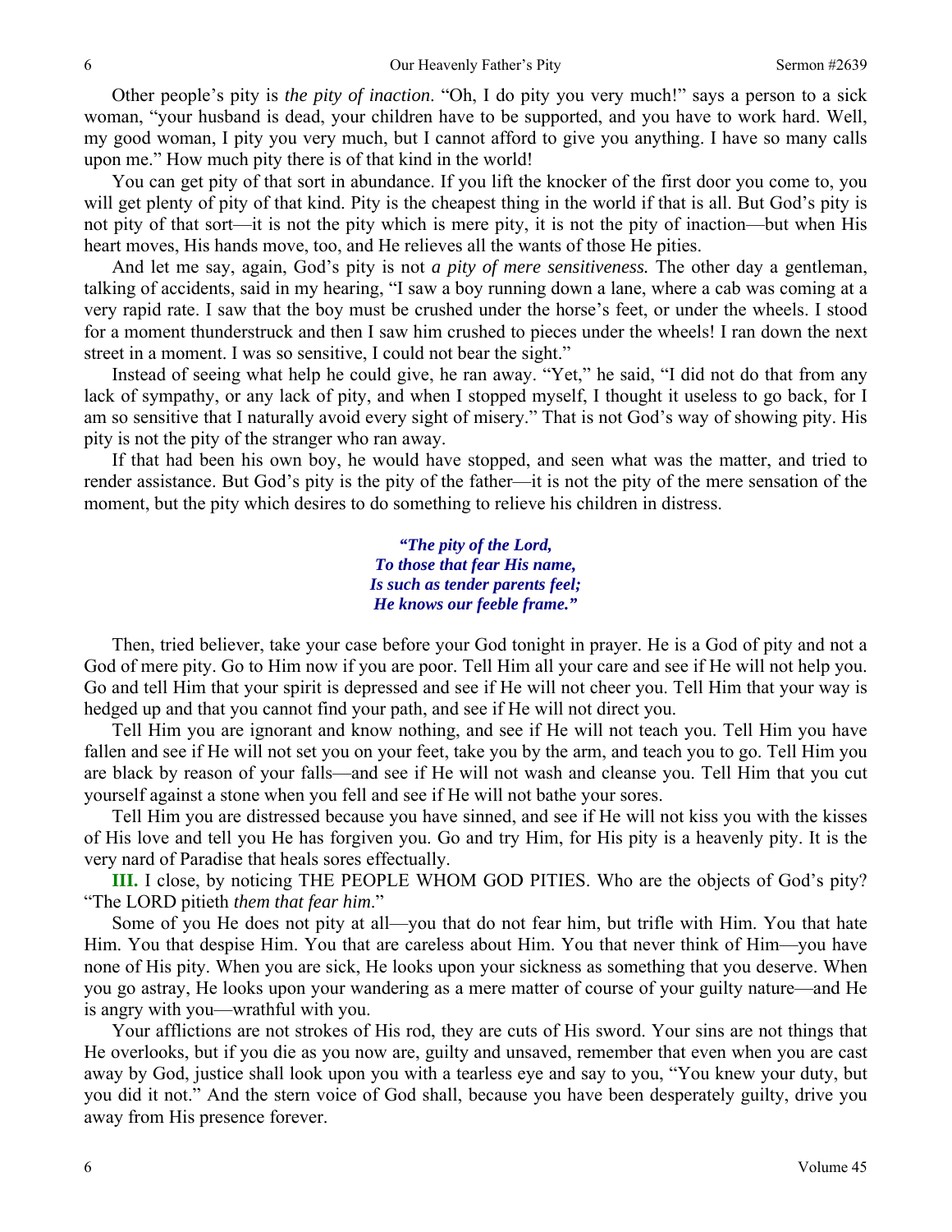Other people's pity is *the pity of inaction*. "Oh, I do pity you very much!" says a person to a sick woman, "your husband is dead, your children have to be supported, and you have to work hard. Well, my good woman, I pity you very much, but I cannot afford to give you anything. I have so many calls upon me." How much pity there is of that kind in the world!

You can get pity of that sort in abundance. If you lift the knocker of the first door you come to, you will get plenty of pity of that kind. Pity is the cheapest thing in the world if that is all. But God's pity is not pity of that sort—it is not the pity which is mere pity, it is not the pity of inaction—but when His heart moves, His hands move, too, and He relieves all the wants of those He pities.

And let me say, again, God's pity is not *a pity of mere sensitiveness.* The other day a gentleman, talking of accidents, said in my hearing, "I saw a boy running down a lane, where a cab was coming at a very rapid rate. I saw that the boy must be crushed under the horse's feet, or under the wheels. I stood for a moment thunderstruck and then I saw him crushed to pieces under the wheels! I ran down the next street in a moment. I was so sensitive, I could not bear the sight."

Instead of seeing what help he could give, he ran away. "Yet," he said, "I did not do that from any lack of sympathy, or any lack of pity, and when I stopped myself, I thought it useless to go back, for I am so sensitive that I naturally avoid every sight of misery." That is not God's way of showing pity. His pity is not the pity of the stranger who ran away.

If that had been his own boy, he would have stopped, and seen what was the matter, and tried to render assistance. But God's pity is the pity of the father—it is not the pity of the mere sensation of the moment, but the pity which desires to do something to relieve his children in distress.

> ***"The pity of the Lord,***
> ***To those that fear His name,***
> ***Is such as tender parents feel;***
> ***He knows our feeble frame."***

Then, tried believer, take your case before your God tonight in prayer. He is a God of pity and not a God of mere pity. Go to Him now if you are poor. Tell Him all your care and see if He will not help you. Go and tell Him that your spirit is depressed and see if He will not cheer you. Tell Him that your way is hedged up and that you cannot find your path, and see if He will not direct you.

Tell Him you are ignorant and know nothing, and see if He will not teach you. Tell Him you have fallen and see if He will not set you on your feet, take you by the arm, and teach you to go. Tell Him you are black by reason of your falls—and see if He will not wash and cleanse you. Tell Him that you cut yourself against a stone when you fell and see if He will not bathe your sores.

Tell Him you are distressed because you have sinned, and see if He will not kiss you with the kisses of His love and tell you He has forgiven you. Go and try Him, for His pity is a heavenly pity. It is the very nard of Paradise that heals sores effectually.

**III.** I close, by noticing THE PEOPLE WHOM GOD PITIES. Who are the objects of God's pity? "The LORD pitieth *them that fear him*."

Some of you He does not pity at all—you that do not fear him, but trifle with Him. You that hate Him. You that despise Him. You that are careless about Him. You that never think of Him—you have none of His pity. When you are sick, He looks upon your sickness as something that you deserve. When you go astray, He looks upon your wandering as a mere matter of course of your guilty nature—and He is angry with you—wrathful with you.

Your afflictions are not strokes of His rod, they are cuts of His sword. Your sins are not things that He overlooks, but if you die as you now are, guilty and unsaved, remember that even when you are cast away by God, justice shall look upon you with a tearless eye and say to you, "You knew your duty, but you did it not." And the stern voice of God shall, because you have been desperately guilty, drive you away from His presence forever.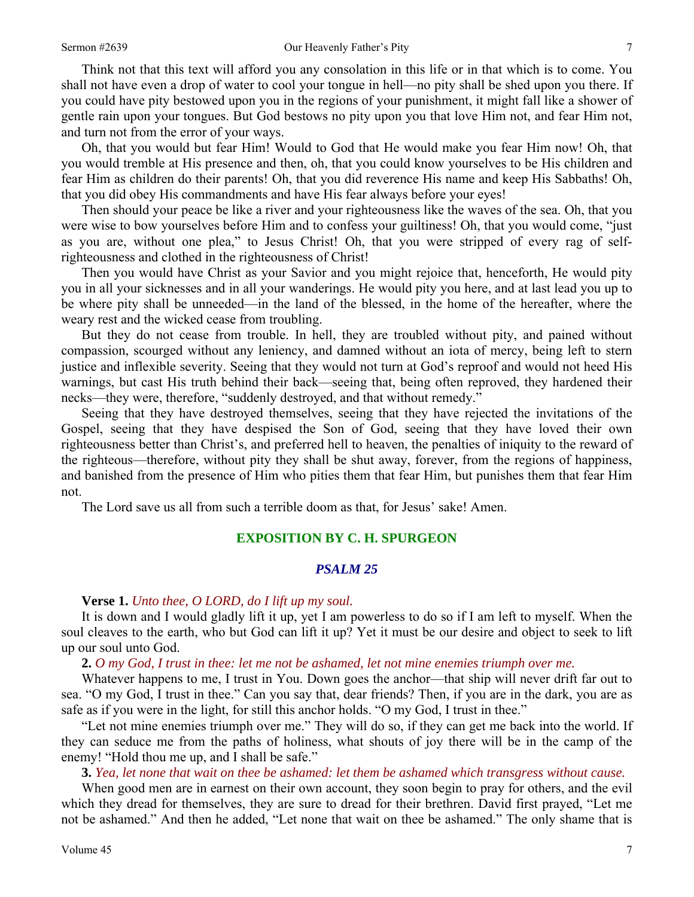Think not that this text will afford you any consolation in this life or in that which is to come. You shall not have even a drop of water to cool your tongue in hell—no pity shall be shed upon you there. If you could have pity bestowed upon you in the regions of your punishment, it might fall like a shower of gentle rain upon your tongues. But God bestows no pity upon you that love Him not, and fear Him not, and turn not from the error of your ways.

Oh, that you would but fear Him! Would to God that He would make you fear Him now! Oh, that you would tremble at His presence and then, oh, that you could know yourselves to be His children and fear Him as children do their parents! Oh, that you did reverence His name and keep His Sabbaths! Oh, that you did obey His commandments and have His fear always before your eyes!

Then should your peace be like a river and your righteousness like the waves of the sea. Oh, that you were wise to bow yourselves before Him and to confess your guiltiness! Oh, that you would come, "just as you are, without one plea," to Jesus Christ! Oh, that you were stripped of every rag of self-righteousness and clothed in the righteousness of Christ!

Then you would have Christ as your Savior and you might rejoice that, henceforth, He would pity you in all your sicknesses and in all your wanderings. He would pity you here, and at last lead you up to be where pity shall be unneeded—in the land of the blessed, in the home of the hereafter, where the weary rest and the wicked cease from troubling.

But they do not cease from trouble. In hell, they are troubled without pity, and pained without compassion, scourged without any leniency, and damned without an iota of mercy, being left to stern justice and inflexible severity. Seeing that they would not turn at God's reproof and would not heed His warnings, but cast His truth behind their back—seeing that, being often reproved, they hardened their necks—they were, therefore, "suddenly destroyed, and that without remedy."

Seeing that they have destroyed themselves, seeing that they have rejected the invitations of the Gospel, seeing that they have despised the Son of God, seeing that they have loved their own righteousness better than Christ's, and preferred hell to heaven, the penalties of iniquity to the reward of the righteous—therefore, without pity they shall be shut away, forever, from the regions of happiness, and banished from the presence of Him who pities them that fear Him, but punishes them that fear Him not.

The Lord save us all from such a terrible doom as that, for Jesus' sake! Amen.

## EXPOSITION BY C. H. SPURGEON

### *PSALM 25*

**Verse 1.** *Unto thee, O LORD, do I lift up my soul.*

It is down and I would gladly lift it up, yet I am powerless to do so if I am left to myself. When the soul cleaves to the earth, who but God can lift it up? Yet it must be our desire and object to seek to lift up our soul unto God.

**2.** *O my God, I trust in thee: let me not be ashamed, let not mine enemies triumph over me.*

Whatever happens to me, I trust in You. Down goes the anchor—that ship will never drift far out to sea. "O my God, I trust in thee." Can you say that, dear friends? Then, if you are in the dark, you are as safe as if you were in the light, for still this anchor holds. "O my God, I trust in thee."

"Let not mine enemies triumph over me." They will do so, if they can get me back into the world. If they can seduce me from the paths of holiness, what shouts of joy there will be in the camp of the enemy! "Hold thou me up, and I shall be safe."

**3.** *Yea, let none that wait on thee be ashamed: let them be ashamed which transgress without cause.*

When good men are in earnest on their own account, they soon begin to pray for others, and the evil which they dread for themselves, they are sure to dread for their brethren. David first prayed, "Let me not be ashamed." And then he added, "Let none that wait on thee be ashamed." The only shame that is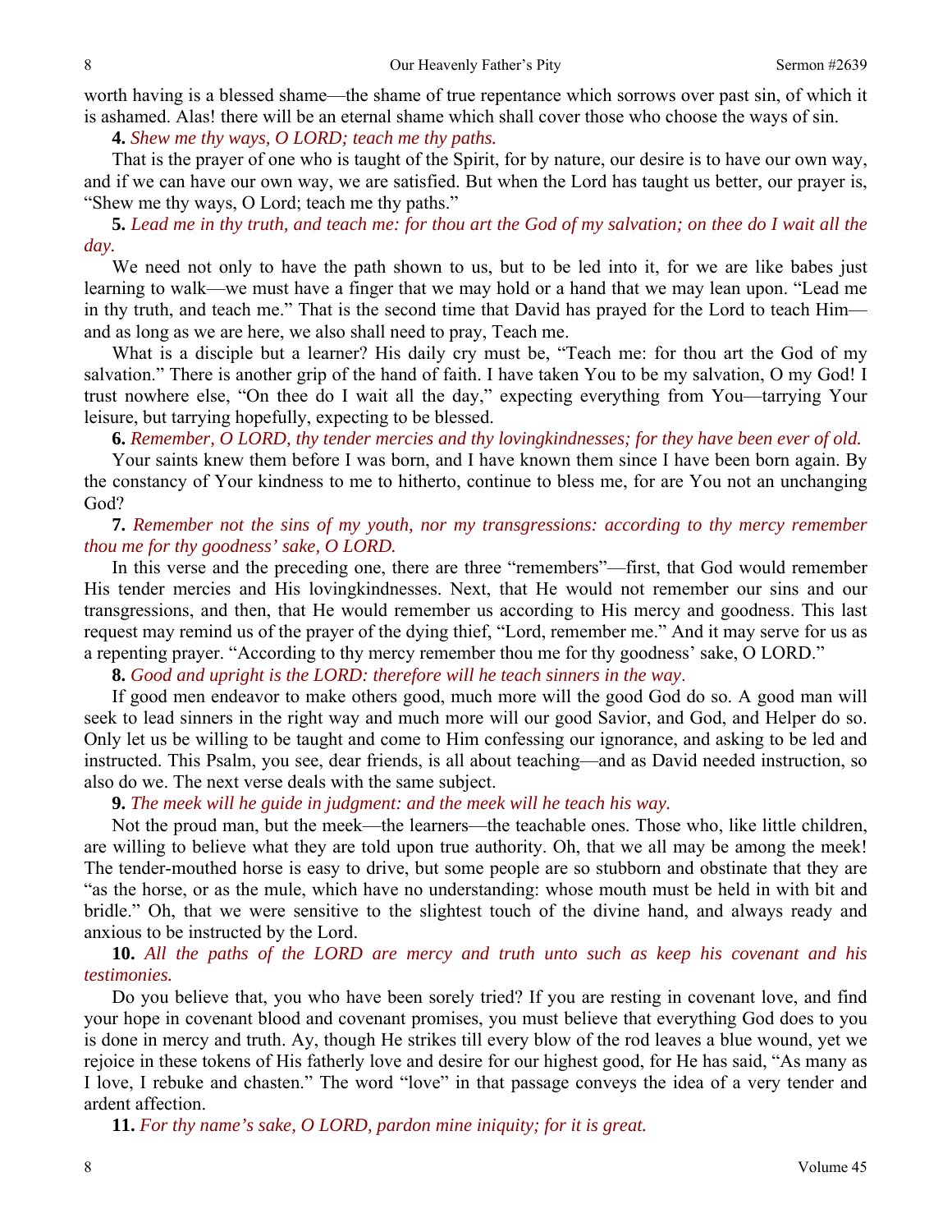worth having is a blessed shame—the shame of true repentance which sorrows over past sin, of which it is ashamed. Alas! there will be an eternal shame which shall cover those who choose the ways of sin.

**4.** *Shew me thy ways, O LORD; teach me thy paths.*

That is the prayer of one who is taught of the Spirit, for by nature, our desire is to have our own way, and if we can have our own way, we are satisfied. But when the Lord has taught us better, our prayer is, "Shew me thy ways, O Lord; teach me thy paths."

**5.** *Lead me in thy truth, and teach me: for thou art the God of my salvation; on thee do I wait all the day.*

We need not only to have the path shown to us, but to be led into it, for we are like babes just learning to walk—we must have a finger that we may hold or a hand that we may lean upon. "Lead me in thy truth, and teach me." That is the second time that David has prayed for the Lord to teach Him—and as long as we are here, we also shall need to pray, Teach me.

What is a disciple but a learner? His daily cry must be, "Teach me: for thou art the God of my salvation." There is another grip of the hand of faith. I have taken You to be my salvation, O my God! I trust nowhere else, "On thee do I wait all the day," expecting everything from You—tarrying Your leisure, but tarrying hopefully, expecting to be blessed.

**6.** *Remember, O LORD, thy tender mercies and thy lovingkindnesses; for they have been ever of old.*

Your saints knew them before I was born, and I have known them since I have been born again. By the constancy of Your kindness to me to hitherto, continue to bless me, for are You not an unchanging God?

**7.** *Remember not the sins of my youth, nor my transgressions: according to thy mercy remember thou me for thy goodness' sake, O LORD.*

In this verse and the preceding one, there are three "remembers"—first, that God would remember His tender mercies and His lovingkindnesses. Next, that He would not remember our sins and our transgressions, and then, that He would remember us according to His mercy and goodness. This last request may remind us of the prayer of the dying thief, "Lord, remember me." And it may serve for us as a repenting prayer. "According to thy mercy remember thou me for thy goodness' sake, O LORD."

**8.** *Good and upright is the LORD: therefore will he teach sinners in the way.*

If good men endeavor to make others good, much more will the good God do so. A good man will seek to lead sinners in the right way and much more will our good Savior, and God, and Helper do so. Only let us be willing to be taught and come to Him confessing our ignorance, and asking to be led and instructed. This Psalm, you see, dear friends, is all about teaching—and as David needed instruction, so also do we. The next verse deals with the same subject.

**9.** *The meek will he guide in judgment: and the meek will he teach his way.*

Not the proud man, but the meek—the learners—the teachable ones. Those who, like little children, are willing to believe what they are told upon true authority. Oh, that we all may be among the meek! The tender-mouthed horse is easy to drive, but some people are so stubborn and obstinate that they are "as the horse, or as the mule, which have no understanding: whose mouth must be held in with bit and bridle." Oh, that we were sensitive to the slightest touch of the divine hand, and always ready and anxious to be instructed by the Lord.

**10.** *All the paths of the LORD are mercy and truth unto such as keep his covenant and his testimonies.*

Do you believe that, you who have been sorely tried? If you are resting in covenant love, and find your hope in covenant blood and covenant promises, you must believe that everything God does to you is done in mercy and truth. Ay, though He strikes till every blow of the rod leaves a blue wound, yet we rejoice in these tokens of His fatherly love and desire for our highest good, for He has said, "As many as I love, I rebuke and chasten." The word "love" in that passage conveys the idea of a very tender and ardent affection.

**11.** *For thy name's sake, O LORD, pardon mine iniquity; for it is great.*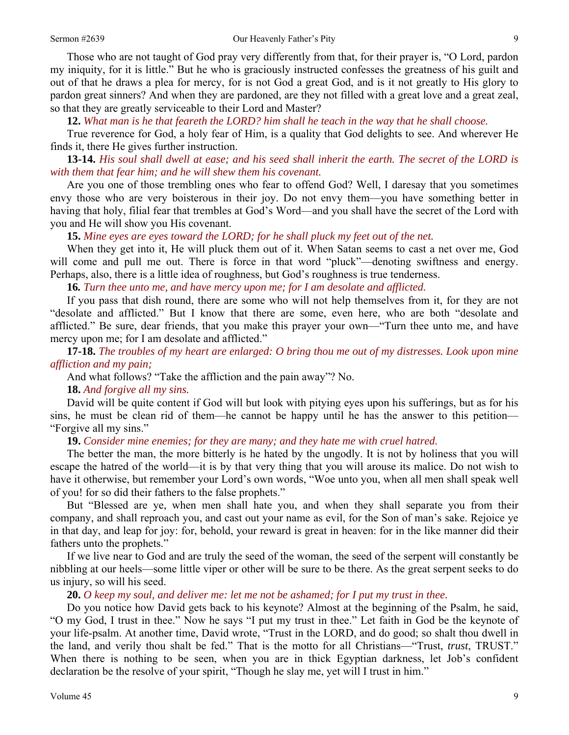Those who are not taught of God pray very differently from that, for their prayer is, "O Lord, pardon my iniquity, for it is little." But he who is graciously instructed confesses the greatness of his guilt and out of that he draws a plea for mercy, for is not God a great God, and is it not greatly to His glory to pardon great sinners? And when they are pardoned, are they not filled with a great love and a great zeal, so that they are greatly serviceable to their Lord and Master?

**12.** *What man is he that feareth the LORD? him shall he teach in the way that he shall choose.*

True reverence for God, a holy fear of Him, is a quality that God delights to see. And wherever He finds it, there He gives further instruction.

**13-14.** *His soul shall dwell at ease; and his seed shall inherit the earth. The secret of the LORD is with them that fear him; and he will shew them his covenant.*

Are you one of those trembling ones who fear to offend God? Well, I daresay that you sometimes envy those who are very boisterous in their joy. Do not envy them—you have something better in having that holy, filial fear that trembles at God's Word—and you shall have the secret of the Lord with you and He will show you His covenant.

**15.** *Mine eyes are eyes toward the LORD; for he shall pluck my feet out of the net.*

When they get into it, He will pluck them out of it. When Satan seems to cast a net over me, God will come and pull me out. There is force in that word "pluck"—denoting swiftness and energy. Perhaps, also, there is a little idea of roughness, but God's roughness is true tenderness.

**16.** *Turn thee unto me, and have mercy upon me; for I am desolate and afflicted.*

If you pass that dish round, there are some who will not help themselves from it, for they are not "desolate and afflicted." But I know that there are some, even here, who are both "desolate and afflicted." Be sure, dear friends, that you make this prayer your own—"Turn thee unto me, and have mercy upon me; for I am desolate and afflicted."

**17-18.** *The troubles of my heart are enlarged: O bring thou me out of my distresses. Look upon mine affliction and my pain;*

And what follows? "Take the affliction and the pain away"? No.

**18.** *And forgive all my sins.*

David will be quite content if God will but look with pitying eyes upon his sufferings, but as for his sins, he must be clean rid of them—he cannot be happy until he has the answer to this petition—"Forgive all my sins."

**19.** *Consider mine enemies; for they are many; and they hate me with cruel hatred.*

The better the man, the more bitterly is he hated by the ungodly. It is not by holiness that you will escape the hatred of the world—it is by that very thing that you will arouse its malice. Do not wish to have it otherwise, but remember your Lord's own words, "Woe unto you, when all men shall speak well of you! for so did their fathers to the false prophets."

But "Blessed are ye, when men shall hate you, and when they shall separate you from their company, and shall reproach you, and cast out your name as evil, for the Son of man's sake. Rejoice ye in that day, and leap for joy: for, behold, your reward is great in heaven: for in the like manner did their fathers unto the prophets."

If we live near to God and are truly the seed of the woman, the seed of the serpent will constantly be nibbling at our heels—some little viper or other will be sure to be there. As the great serpent seeks to do us injury, so will his seed.

**20.** *O keep my soul, and deliver me: let me not be ashamed; for I put my trust in thee.*

Do you notice how David gets back to his keynote? Almost at the beginning of the Psalm, he said, "O my God, I trust in thee." Now he says "I put my trust in thee." Let faith in God be the keynote of your life-psalm. At another time, David wrote, "Trust in the LORD, and do good; so shalt thou dwell in the land, and verily thou shalt be fed." That is the motto for all Christians—"Trust, *trust*, TRUST." When there is nothing to be seen, when you are in thick Egyptian darkness, let Job's confident declaration be the resolve of your spirit, "Though he slay me, yet will I trust in him."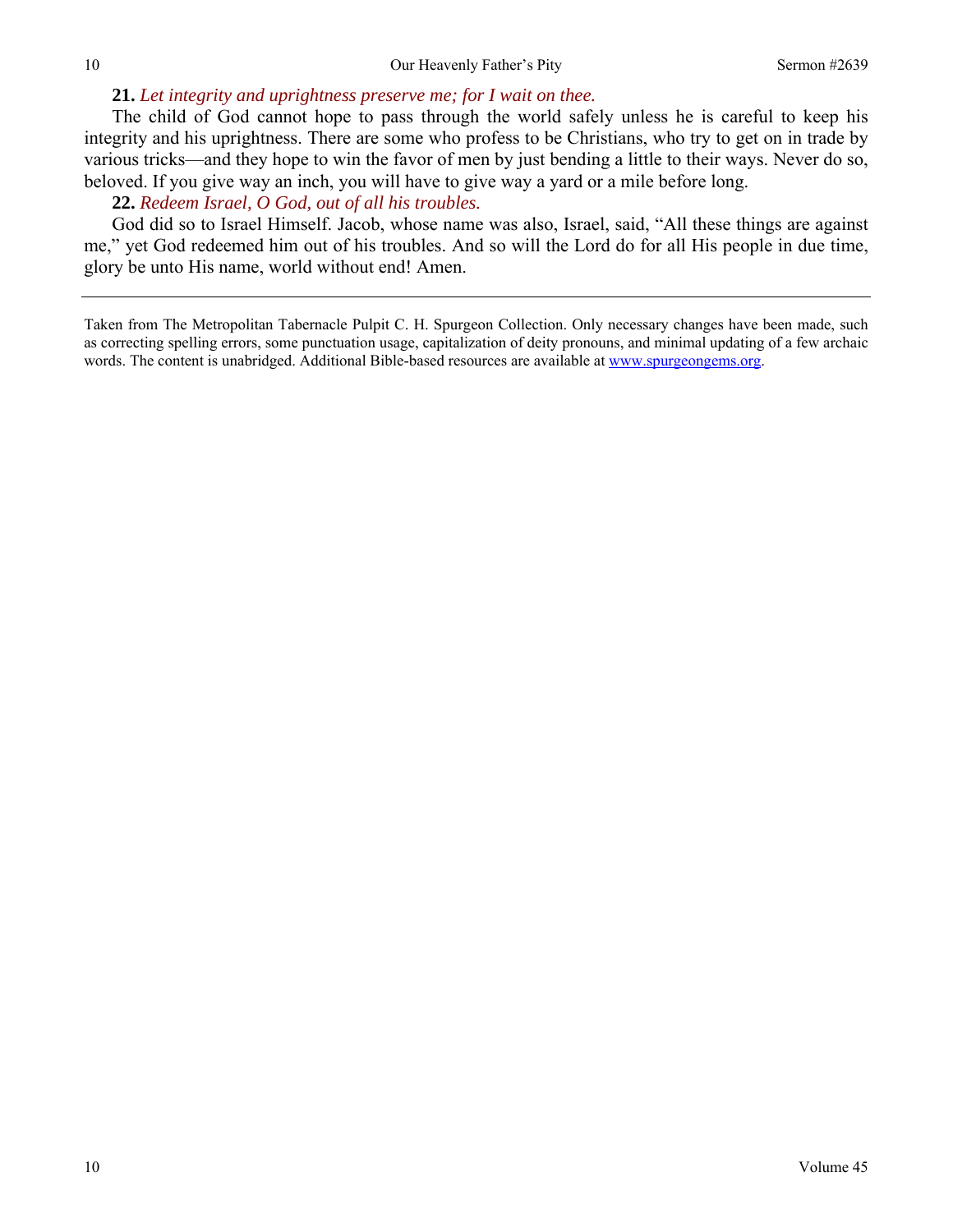**21.** *Let integrity and uprightness preserve me; for I wait on thee.*

The child of God cannot hope to pass through the world safely unless he is careful to keep his integrity and his uprightness. There are some who profess to be Christians, who try to get on in trade by various tricks—and they hope to win the favor of men by just bending a little to their ways. Never do so, beloved. If you give way an inch, you will have to give way a yard or a mile before long.

**22.** *Redeem Israel, O God, out of all his troubles.*

God did so to Israel Himself. Jacob, whose name was also, Israel, said, "All these things are against me," yet God redeemed him out of his troubles. And so will the Lord do for all His people in due time, glory be unto His name, world without end! Amen.

---

Taken from The Metropolitan Tabernacle Pulpit C. H. Spurgeon Collection. Only necessary changes have been made, such as correcting spelling errors, some punctuation usage, capitalization of deity pronouns, and minimal updating of a few archaic words. The content is unabridged. Additional Bible-based resources are available at www.spurgeongems.org.